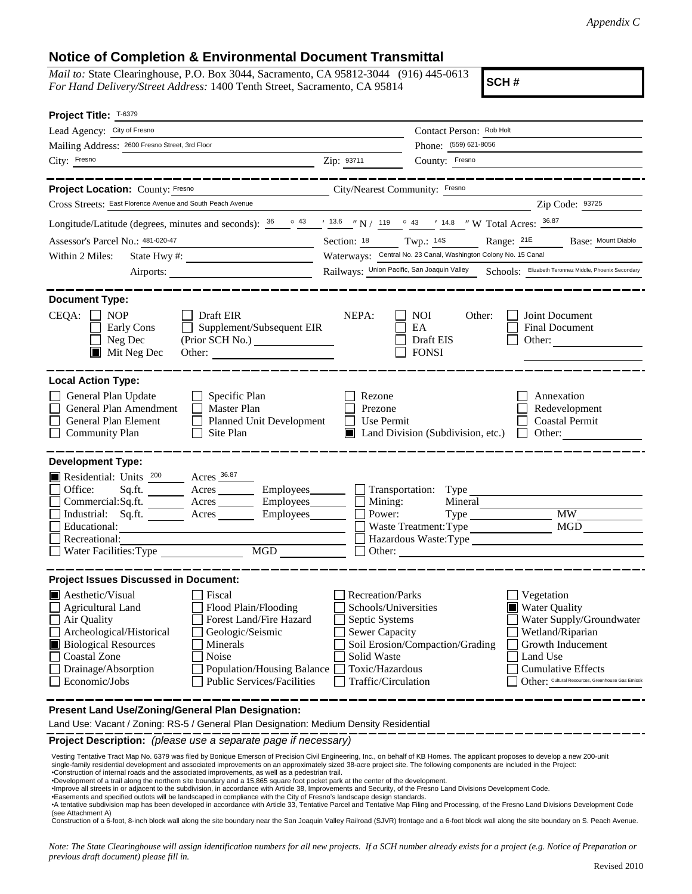*Appendix C*

# Notice of Completion & Environmental Document Transmittal

*Mail to:* State Clearinghouse, P.O. Box 3044, Sacramento, CA 95812-3044 (916) 445-0613
*For Hand Delivery/Street Address:* 1400 Tenth Street, Sacramento, CA 95814

**SCH #**

**Project Title:** T-6379

Lead Agency: City of Fresno
Contact Person: Rob Holt
Mailing Address: 2600 Fresno Street, 3rd Floor
Phone: (559) 621-8056
City: Fresno
Zip: 93711
County: Fresno

**Project Location:** County: Fresno
City/Nearest Community: Fresno
Cross Streets: East Florence Avenue and South Peach Avenue
Zip Code: 93725
Longitude/Latitude (degrees, minutes and seconds): 36 ° 43 ′ 13.6 ″ N / 119 ° 43 ′ 14.8 ″ W Total Acres: 36.87
Assessor's Parcel No.: 481-020-47
Section: 18 Twp.: 14S Range: 21E Base: Mount Diablo
Within 2 Miles: State Hwy #:
Waterways: Central No. 23 Canal, Washington Colony No. 15 Canal
Airports:
Railways: Union Pacific, San Joaquin Valley
Schools: Elizabeth Teronnez Middle, Phoenix Secondary

**Document Type:**

CEQA:
- ☐ NOP
- ☐ Early Cons
- ☐ Neg Dec
- ☒ Mit Neg Dec
- ☐ Draft EIR
- ☐ Supplement/Subsequent EIR (Prior SCH No.)
- Other:

NEPA:
- ☐ NOI
- ☐ EA
- ☐ Draft EIS
- ☐ FONSI

Other:
- ☐ Joint Document
- ☐ Final Document
- ☐ Other:

**Local Action Type:**

- ☐ General Plan Update
- ☐ General Plan Amendment
- ☐ General Plan Element
- ☐ Community Plan
- ☐ Specific Plan
- ☐ Master Plan
- ☐ Planned Unit Development
- ☐ Site Plan
- ☐ Rezone
- ☐ Prezone
- ☐ Use Permit
- ☒ Land Division (Subdivision, etc.)
- ☐ Annexation
- ☐ Redevelopment
- ☐ Coastal Permit
- ☐ Other:

**Development Type:**

- ☒ Residential: Units 200 Acres 36.87
- ☐ Office: Sq.ft. Acres Employees
- ☐ Commercial: Sq.ft. Acres Employees
- ☐ Industrial: Sq.ft. Acres Employees
- ☐ Educational:
- ☐ Recreational:
- ☐ Water Facilities: Type MGD
- ☐ Transportation: Type
- ☐ Mining: Mineral
- ☐ Power: Type MW
- ☐ Waste Treatment: Type MGD
- ☐ Hazardous Waste: Type
- ☐ Other:

**Project Issues Discussed in Document:**

- ☒ Aesthetic/Visual
- ☐ Agricultural Land
- ☐ Air Quality
- ☐ Archeological/Historical
- ☒ Biological Resources
- ☐ Coastal Zone
- ☐ Drainage/Absorption
- ☐ Economic/Jobs
- ☐ Fiscal
- ☐ Flood Plain/Flooding
- ☐ Forest Land/Fire Hazard
- ☐ Geologic/Seismic
- ☐ Minerals
- ☐ Noise
- ☐ Population/Housing Balance
- ☐ Public Services/Facilities
- ☐ Recreation/Parks
- ☐ Schools/Universities
- ☐ Septic Systems
- ☐ Sewer Capacity
- ☐ Soil Erosion/Compaction/Grading
- ☐ Solid Waste
- ☐ Toxic/Hazardous
- ☐ Traffic/Circulation
- ☐ Vegetation
- ☒ Water Quality
- ☐ Water Supply/Groundwater
- ☐ Wetland/Riparian
- ☐ Growth Inducement
- ☐ Land Use
- ☐ Cumulative Effects
- ☐ Other: Cultural Resources, Greenhouse Gas Emissi

**Present Land Use/Zoning/General Plan Designation:**

Land Use: Vacant / Zoning: RS-5 / General Plan Designation: Medium Density Residential

**Project Description:** *(please use a separate page if necessary)*

Vesting Tentative Tract Map No. 6379 was filed by Bonique Emerson of Precision Civil Engineering, Inc., on behalf of KB Homes. The applicant proposes to develop a new 200-unit single-family residential development and associated improvements on an approximately sized 38-acre project site. The following components are included in the Project:
•Construction of internal roads and the associated improvements, as well as a pedestrian trail.
•Development of a trail along the northern site boundary and a 15,865 square foot pocket park at the center of the development.
•Improve all streets in or adjacent to the subdivision, in accordance with Article 38, Improvements and Security, of the Fresno Land Divisions Development Code.
•Easements and specified outlots will be landscaped in compliance with the City of Fresno's landscape design standards.
•A tentative subdivision map has been developed in accordance with Article 33, Tentative Parcel and Tentative Map Filing and Processing, of the Fresno Land Divisions Development Code (see Attachment A)
Construction of a 6-foot, 8-inch block wall along the site boundary near the San Joaquin Valley Railroad (SJVR) frontage and a 6-foot block wall along the site boundary on S. Peach Avenue.

*Note: The State Clearinghouse will assign identification numbers for all new projects. If a SCH number already exists for a project (e.g. Notice of Preparation or previous draft document) please fill in.*

Revised 2010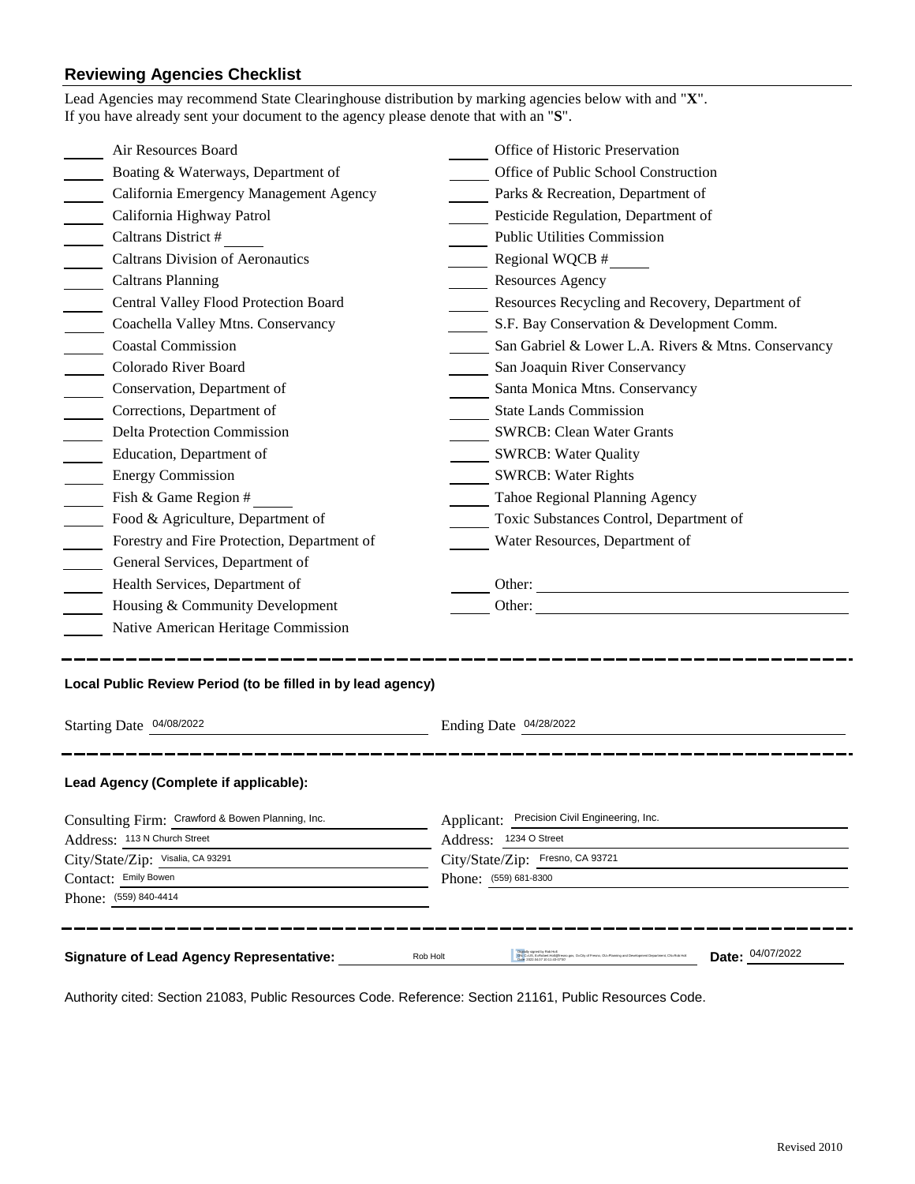## Reviewing Agencies Checklist

Lead Agencies may recommend State Clearinghouse distribution by marking agencies below with and "**X**".
If you have already sent your document to the agency please denote that with an "**S**".

| | | | |
|---|---|---|---|
| ____ | Air Resources Board | ____ | Office of Historic Preservation |
| ____ | Boating & Waterways, Department of | ____ | Office of Public School Construction |
| ____ | California Emergency Management Agency | ____ | Parks & Recreation, Department of |
| ____ | California Highway Patrol | ____ | Pesticide Regulation, Department of |
| ____ | Caltrans District # ____ | ____ | Public Utilities Commission |
| ____ | Caltrans Division of Aeronautics | ____ | Regional WQCB # ____ |
| ____ | Caltrans Planning | ____ | Resources Agency |
| ____ | Central Valley Flood Protection Board | ____ | Resources Recycling and Recovery, Department of |
| ____ | Coachella Valley Mtns. Conservancy | ____ | S.F. Bay Conservation & Development Comm. |
| ____ | Coastal Commission | ____ | San Gabriel & Lower L.A. Rivers & Mtns. Conservancy |
| ____ | Colorado River Board | ____ | San Joaquin River Conservancy |
| ____ | Conservation, Department of | ____ | Santa Monica Mtns. Conservancy |
| ____ | Corrections, Department of | ____ | State Lands Commission |
| ____ | Delta Protection Commission | ____ | SWRCB: Clean Water Grants |
| ____ | Education, Department of | ____ | SWRCB: Water Quality |
| ____ | Energy Commission | ____ | SWRCB: Water Rights |
| ____ | Fish & Game Region # ____ | ____ | Tahoe Regional Planning Agency |
| ____ | Food & Agriculture, Department of | ____ | Toxic Substances Control, Department of |
| ____ | Forestry and Fire Protection, Department of | ____ | Water Resources, Department of |
| ____ | General Services, Department of | | |
| ____ | Health Services, Department of | ____ | Other: ____________ |
| ____ | Housing & Community Development | ____ | Other: ____________ |
| ____ | Native American Heritage Commission | | |

---

**Local Public Review Period (to be filled in by lead agency)**

Starting Date 04/08/2022 Ending Date 04/28/2022

---

**Lead Agency (Complete if applicable):**

| | |
|---|---|
| Consulting Firm: Crawford & Bowen Planning, Inc. | Applicant: Precision Civil Engineering, Inc. |
| Address: 113 N Church Street | Address: 1234 O Street |
| City/State/Zip: Visalia, CA 93291 | City/State/Zip: Fresno, CA 93721 |
| Contact: Emily Bowen | Phone: (559) 681-8300 |
| Phone: (559) 840-4414 | |

---

**Signature of Lead Agency Representative:** Rob Holt **Date:** 04/07/2022

Authority cited: Section 21083, Public Resources Code. Reference: Section 21161, Public Resources Code.

Revised 2010